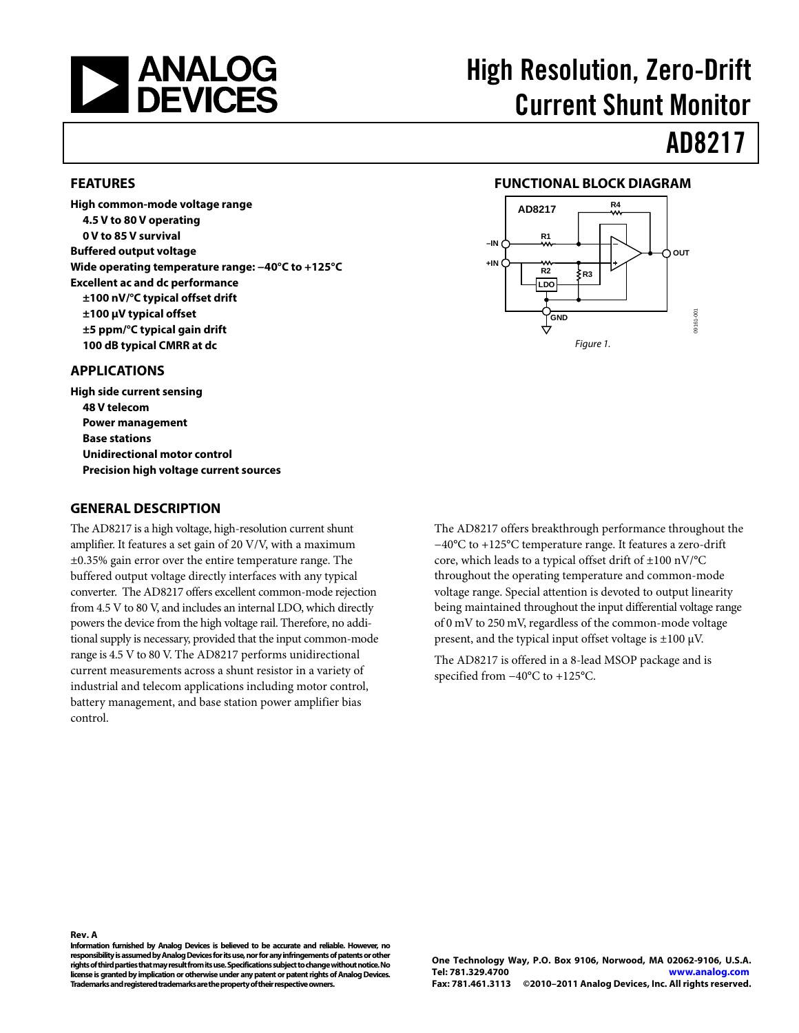# High Resolution, Zero-Drift Current Shunt Monitor

# AD8217

## FEATURES

**High common-mode voltage range**
- **4.5 V to 80 V operating**
- **0 V to 85 V survival**

**Buffered output voltage**

**Wide operating temperature range: −40°C to +125°C**

**Excellent ac and dc performance**
- **±100 nV/°C typical offset drift**
- **±100 μV typical offset**
- **±5 ppm/°C typical gain drift**
- **100 dB typical CMRR at dc**

## APPLICATIONS

**High side current sensing**
- **48 V telecom**
- **Power management**
- **Base stations**
- **Unidirectional motor control**
- **Precision high voltage current sources**

## FUNCTIONAL BLOCK DIAGRAM

*Figure 1.*

## GENERAL DESCRIPTION

The AD8217 is a high voltage, high-resolution current shunt amplifier. It features a set gain of 20 V/V, with a maximum ±0.35% gain error over the entire temperature range. The buffered output voltage directly interfaces with any typical converter. The AD8217 offers excellent common-mode rejection from 4.5 V to 80 V, and includes an internal LDO, which directly powers the device from the high voltage rail. Therefore, no additional supply is necessary, provided that the input common-mode range is 4.5 V to 80 V. The AD8217 performs unidirectional current measurements across a shunt resistor in a variety of industrial and telecom applications including motor control, battery management, and base station power amplifier bias control.

The AD8217 offers breakthrough performance throughout the −40°C to +125°C temperature range. It features a zero-drift core, which leads to a typical offset drift of ±100 nV/°C throughout the operating temperature and common-mode voltage range. Special attention is devoted to output linearity being maintained throughout the input differential voltage range of 0 mV to 250 mV, regardless of the common-mode voltage present, and the typical input offset voltage is ±100 μV.

The AD8217 is offered in a 8-lead MSOP package and is specified from −40°C to +125°C.

Rev. A

Information furnished by Analog Devices is believed to be accurate and reliable. However, no responsibility is assumed by Analog Devices for its use, nor for any infringements of patents or other rights of third parties that may result from its use. Specifications subject to change without notice. No license is granted by implication or otherwise under any patent or patent rights of Analog Devices. Trademarks and registered trademarks are the property of their respective owners.

One Technology Way, P.O. Box 9106, Norwood, MA 02062-9106, U.S.A.
Tel: 781.329.4700 www.analog.com
Fax: 781.461.3113 ©2010–2011 Analog Devices, Inc. All rights reserved.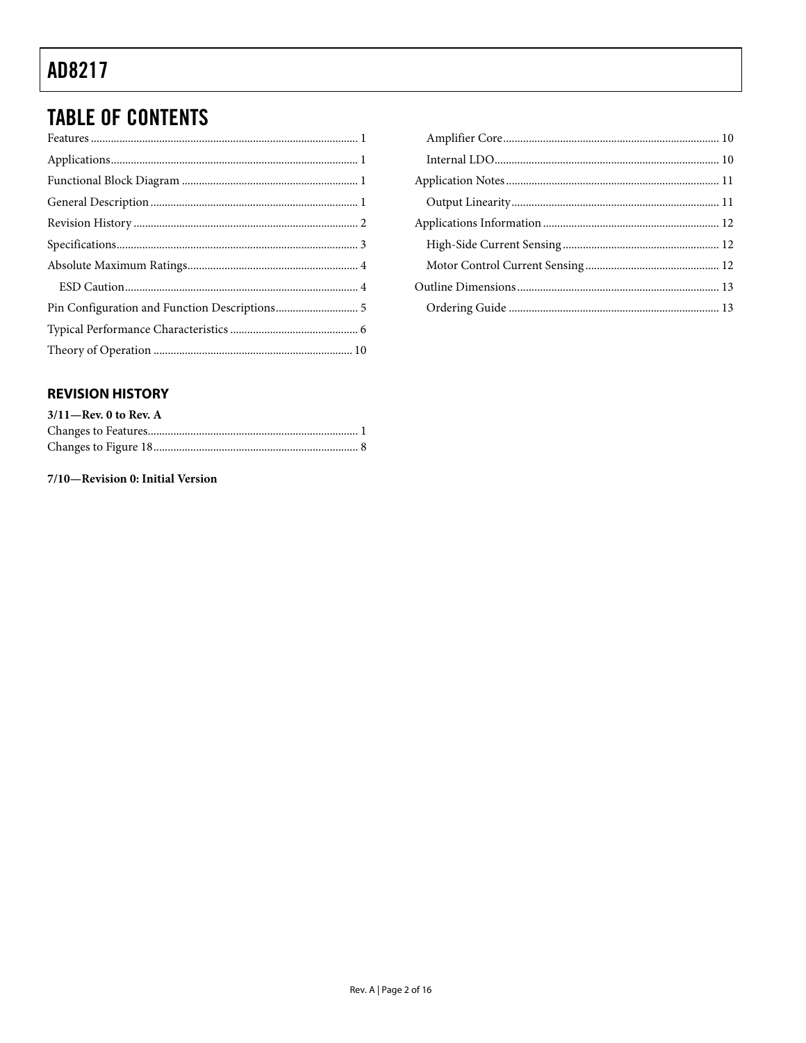## TABLE OF CONTENTS

Features ... 1
Applications ... 1
Functional Block Diagram ... 1
General Description ... 1
Revision History ... 2
Specifications ... 3
Absolute Maximum Ratings ... 4
  ESD Caution ... 4
Pin Configuration and Function Descriptions ... 5
Typical Performance Characteristics ... 6
Theory of Operation ... 10
  Amplifier Core ... 10
  Internal LDO ... 10
Application Notes ... 11
  Output Linearity ... 11
Applications Information ... 12
  High-Side Current Sensing ... 12
  Motor Control Current Sensing ... 12
Outline Dimensions ... 13
  Ordering Guide ... 13

### REVISION HISTORY

**3/11—Rev. 0 to Rev. A**

Changes to Features ... 1
Changes to Figure 18 ... 8

**7/10—Revision 0: Initial Version**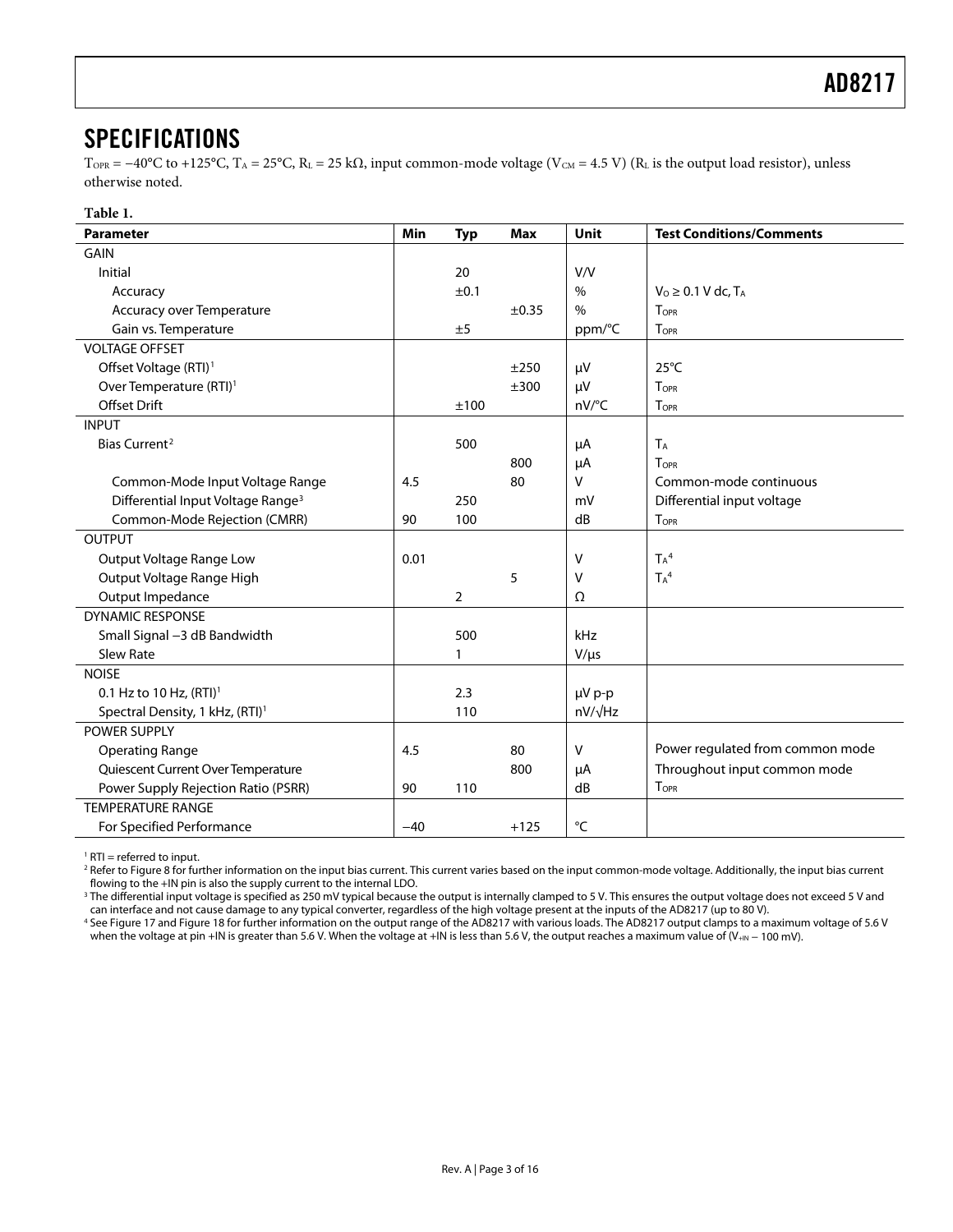## SPECIFICATIONS

$T_{OPR}$ = −40°C to +125°C, $T_A$ = 25°C, $R_L$ = 25 kΩ, input common-mode voltage ($V_{CM}$ = 4.5 V) ($R_L$ is the output load resistor), unless otherwise noted.

**Table 1.**

| Parameter | Min | Typ | Max | Unit | Test Conditions/Comments |
|---|---|---|---|---|---|
| GAIN | | | | | |
| Initial | | 20 | | V/V | |
| Accuracy | | ±0.1 | | % | $V_O \geq 0.1$ V dc, $T_A$ |
| Accuracy over Temperature | | | ±0.35 | % | $T_{OPR}$ |
| Gain vs. Temperature | | ±5 | | ppm/°C | $T_{OPR}$ |
| VOLTAGE OFFSET | | | | | |
| Offset Voltage (RTI)[1] | | | ±250 | μV | 25°C |
| Over Temperature (RTI)[1] | | | ±300 | μV | $T_{OPR}$ |
| Offset Drift | | ±100 | | nV/°C | $T_{OPR}$ |
| INPUT | | | | | |
| Bias Current[2] | | 500 | | μA | $T_A$ |
| | | | 800 | μA | $T_{OPR}$ |
| Common-Mode Input Voltage Range | 4.5 | | 80 | V | Common-mode continuous |
| Differential Input Voltage Range[3] | | 250 | | mV | Differential input voltage |
| Common-Mode Rejection (CMRR) | 90 | 100 | | dB | $T_{OPR}$ |
| OUTPUT | | | | | |
| Output Voltage Range Low | 0.01 | | | V | $T_A$[4] |
| Output Voltage Range High | | | 5 | V | $T_A$[4] |
| Output Impedance | | 2 | | Ω | |
| DYNAMIC RESPONSE | | | | | |
| Small Signal −3 dB Bandwidth | | 500 | | kHz | |
| Slew Rate | | 1 | | V/μs | |
| NOISE | | | | | |
| 0.1 Hz to 10 Hz, (RTI)[1] | | 2.3 | | μV p-p | |
| Spectral Density, 1 kHz, (RTI)[1] | | 110 | | nV/√Hz | |
| POWER SUPPLY | | | | | |
| Operating Range | 4.5 | | 80 | V | Power regulated from common mode |
| Quiescent Current Over Temperature | | | 800 | μA | Throughout input common mode |
| Power Supply Rejection Ratio (PSRR) | 90 | 110 | | dB | $T_{OPR}$ |
| TEMPERATURE RANGE | | | | | |
| For Specified Performance | −40 | | +125 | °C | |

[1] RTI = referred to input.

[2] Refer to Figure 8 for further information on the input bias current. This current varies based on the input common-mode voltage. Additionally, the input bias current flowing to the +IN pin is also the supply current to the internal LDO.

[3] The differential input voltage is specified as 250 mV typical because the output is internally clamped to 5 V. This ensures the output voltage does not exceed 5 V and can interface and not cause damage to any typical converter, regardless of the high voltage present at the inputs of the AD8217 (up to 80 V).

[4] See Figure 17 and Figure 18 for further information on the output range of the AD8217 with various loads. The AD8217 output clamps to a maximum voltage of 5.6 V when the voltage at pin +IN is greater than 5.6 V. When the voltage at +IN is less than 5.6 V, the output reaches a maximum value of ($V_{+IN}$ − 100 mV).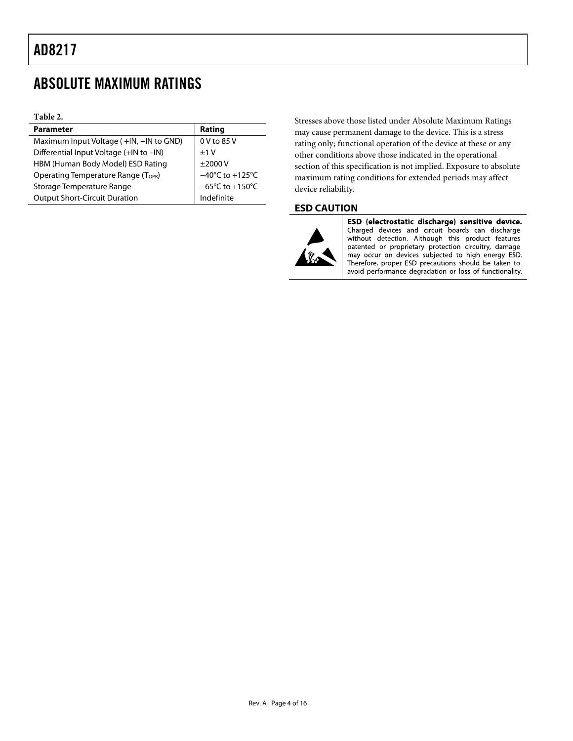# ABSOLUTE MAXIMUM RATINGS

**Table 2.**

| Parameter | Rating |
|---|---|
| Maximum Input Voltage ( +IN, −IN to GND) | 0 V to 85 V |
| Differential Input Voltage (+IN to −IN) | ±1 V |
| HBM (Human Body Model) ESD Rating | ±2000 V |
| Operating Temperature Range ($T_{OPR}$) | −40°C to +125°C |
| Storage Temperature Range | −65°C to +150°C |
| Output Short-Circuit Duration | Indefinite |

Stresses above those listed under Absolute Maximum Ratings may cause permanent damage to the device. This is a stress rating only; functional operation of the device at these or any other conditions above those indicated in the operational section of this specification is not implied. Exposure to absolute maximum rating conditions for extended periods may affect device reliability.

## ESD CAUTION

**ESD (electrostatic discharge) sensitive device.** Charged devices and circuit boards can discharge without detection. Although this product features patented or proprietary protection circuitry, damage may occur on devices subjected to high energy ESD. Therefore, proper ESD precautions should be taken to avoid performance degradation or loss of functionality.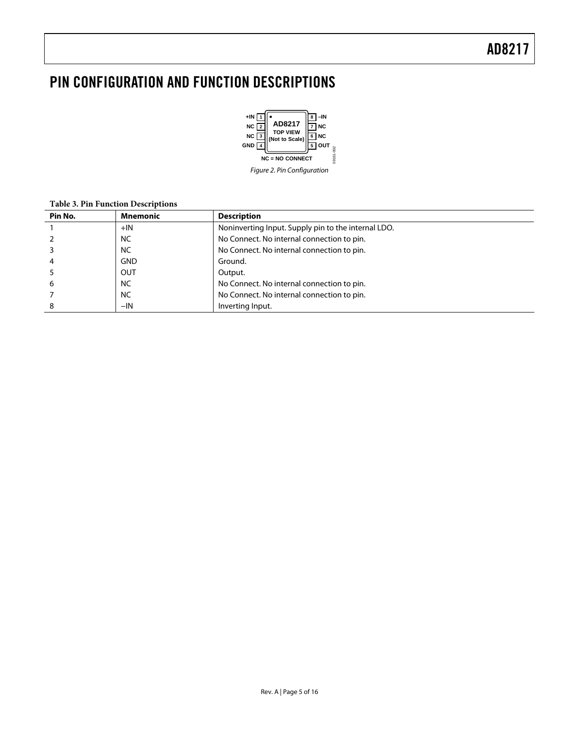# PIN CONFIGURATION AND FUNCTION DESCRIPTIONS

Figure 2. Pin Configuration

**Table 3. Pin Function Descriptions**

| Pin No. | Mnemonic | Description |
|---|---|---|
| 1 | +IN | Noninverting Input. Supply pin to the internal LDO. |
| 2 | NC | No Connect. No internal connection to pin. |
| 3 | NC | No Connect. No internal connection to pin. |
| 4 | GND | Ground. |
| 5 | OUT | Output. |
| 6 | NC | No Connect. No internal connection to pin. |
| 7 | NC | No Connect. No internal connection to pin. |
| 8 | −IN | Inverting Input. |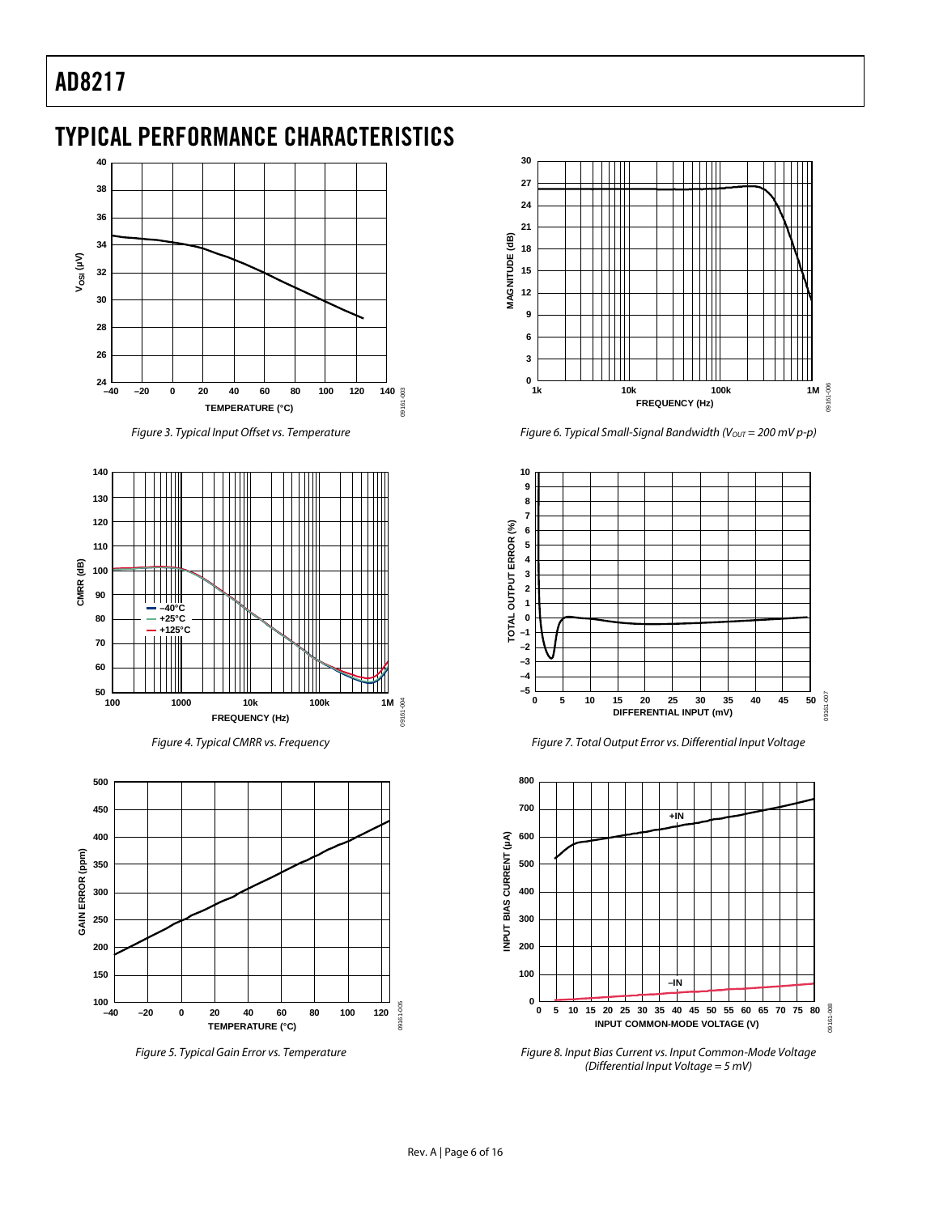# TYPICAL PERFORMANCE CHARACTERISTICS

Figure 3. Typical Input Offset vs. Temperature

Figure 4. Typical CMRR vs. Frequency

Figure 5. Typical Gain Error vs. Temperature

Figure 6. Typical Small-Signal Bandwidth ($V_{OUT}$ = 200 mV p-p)

Figure 7. Total Output Error vs. Differential Input Voltage

Figure 8. Input Bias Current vs. Input Common-Mode Voltage (Differential Input Voltage = 5 mV)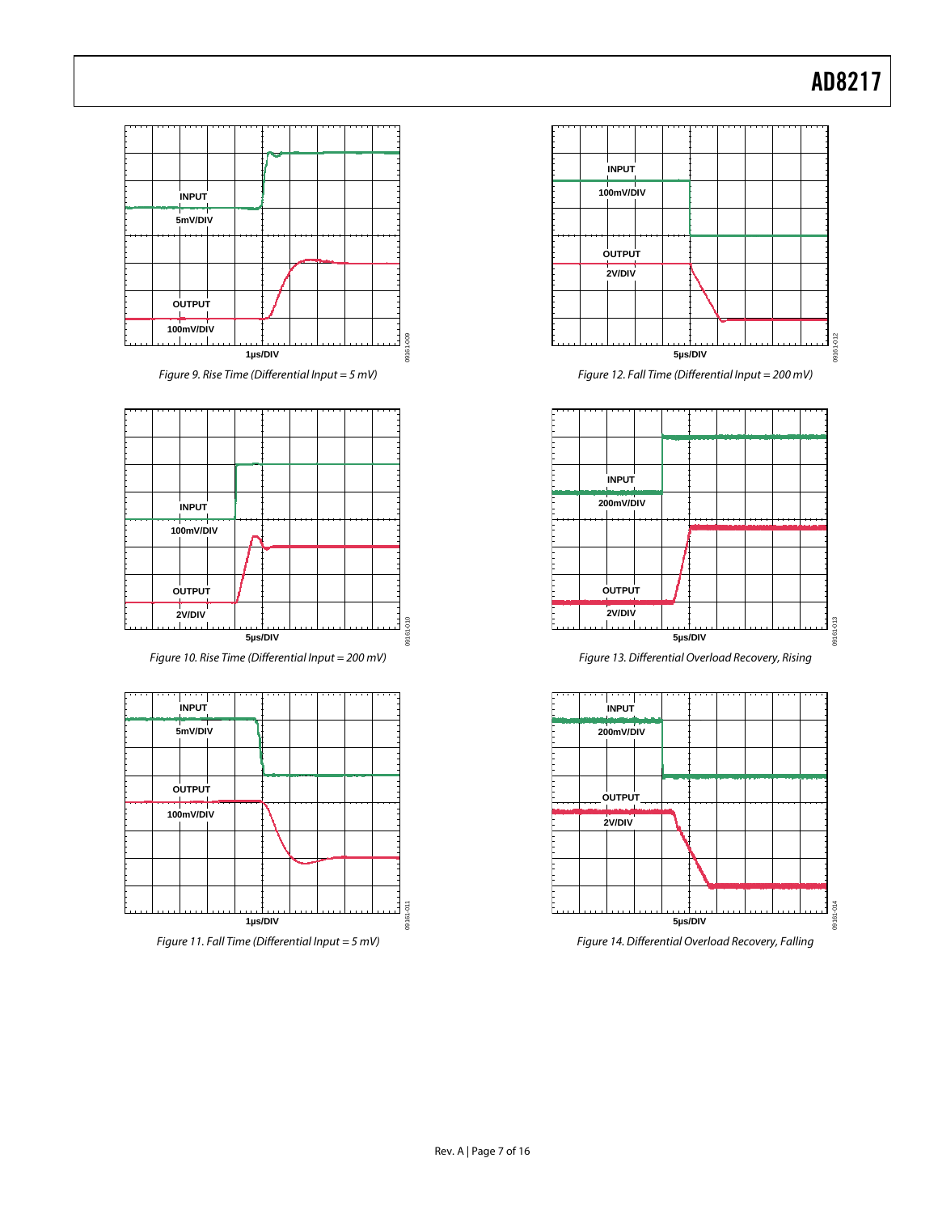Figure 9. Rise Time (Differential Input = 5 mV)

Figure 10. Rise Time (Differential Input = 200 mV)

Figure 11. Fall Time (Differential Input = 5 mV)

Figure 12. Fall Time (Differential Input = 200 mV)

Figure 13. Differential Overload Recovery, Rising

Figure 14. Differential Overload Recovery, Falling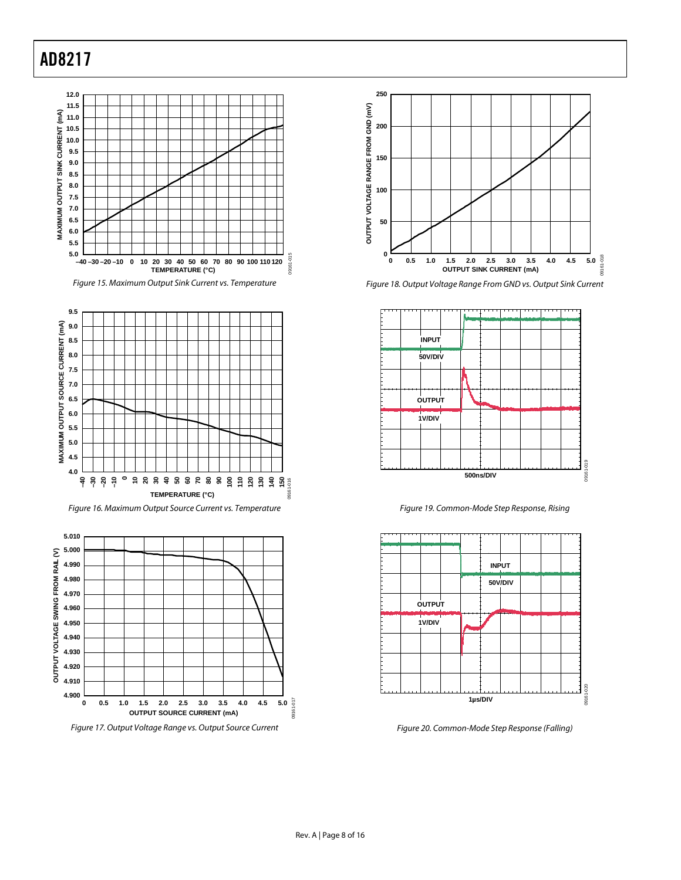Figure 15. Maximum Output Sink Current vs. Temperature

Figure 16. Maximum Output Source Current vs. Temperature

Figure 17. Output Voltage Range vs. Output Source Current

Figure 18. Output Voltage Range From GND vs. Output Sink Current

Figure 19. Common-Mode Step Response, Rising

Figure 20. Common-Mode Step Response (Falling)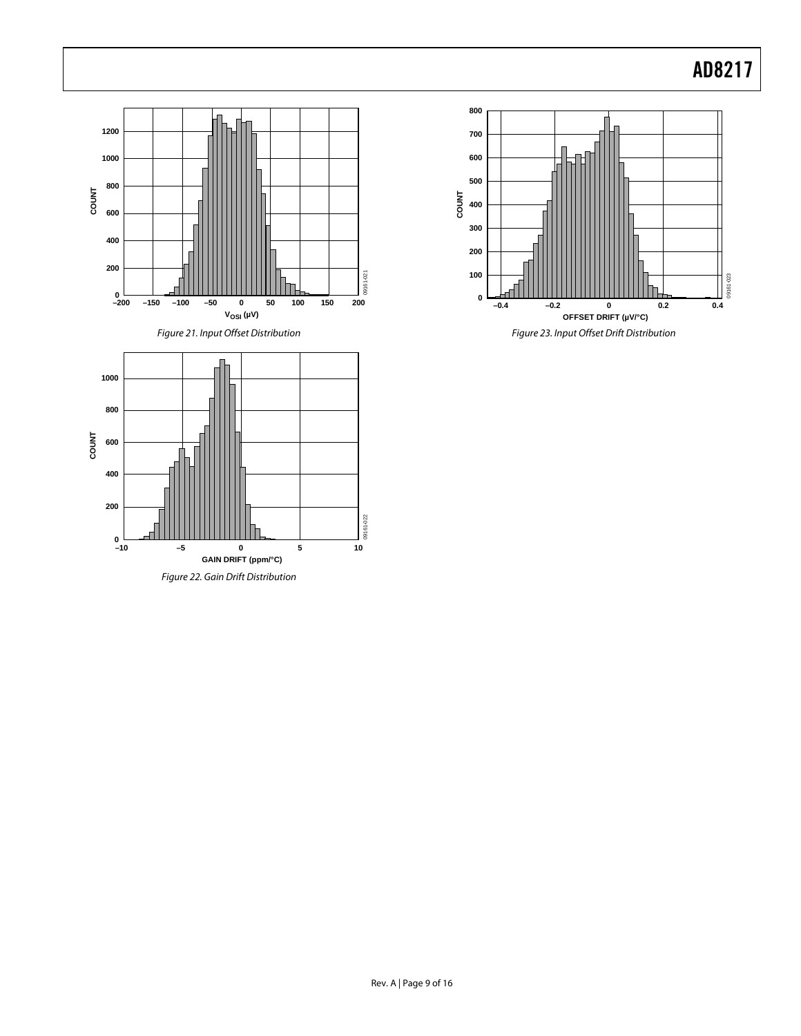Figure 21. Input Offset Distribution

Figure 22. Gain Drift Distribution

Figure 23. Input Offset Drift Distribution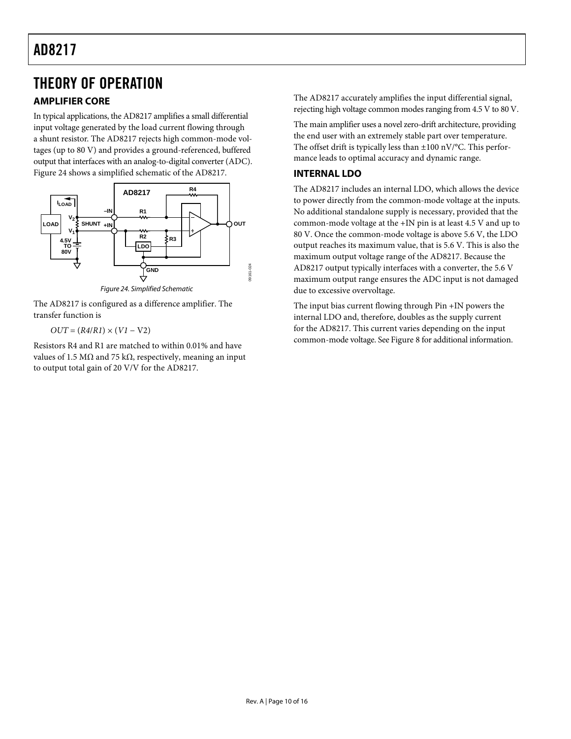# THEORY OF OPERATION

## AMPLIFIER CORE

In typical applications, the AD8217 amplifies a small differential input voltage generated by the load current flowing through a shunt resistor. The AD8217 rejects high common-mode voltages (up to 80 V) and provides a ground-referenced, buffered output that interfaces with an analog-to-digital converter (ADC). Figure 24 shows a simplified schematic of the AD8217.

*Figure 24. Simplified Schematic*

The AD8217 is configured as a difference amplifier. The transfer function is

$$OUT = (R4/R1) \times (V1 - V2)$$

Resistors R4 and R1 are matched to within 0.01% and have values of 1.5 MΩ and 75 kΩ, respectively, meaning an input to output total gain of 20 V/V for the AD8217.

The AD8217 accurately amplifies the input differential signal, rejecting high voltage common modes ranging from 4.5 V to 80 V.

The main amplifier uses a novel zero-drift architecture, providing the end user with an extremely stable part over temperature. The offset drift is typically less than ±100 nV/°C. This performance leads to optimal accuracy and dynamic range.

## INTERNAL LDO

The AD8217 includes an internal LDO, which allows the device to power directly from the common-mode voltage at the inputs. No additional standalone supply is necessary, provided that the common-mode voltage at the +IN pin is at least 4.5 V and up to 80 V. Once the common-mode voltage is above 5.6 V, the LDO output reaches its maximum value, that is 5.6 V. This is also the maximum output voltage range of the AD8217. Because the AD8217 output typically interfaces with a converter, the 5.6 V maximum output range ensures the ADC input is not damaged due to excessive overvoltage.

The input bias current flowing through Pin +IN powers the internal LDO and, therefore, doubles as the supply current for the AD8217. This current varies depending on the input common-mode voltage. See Figure 8 for additional information.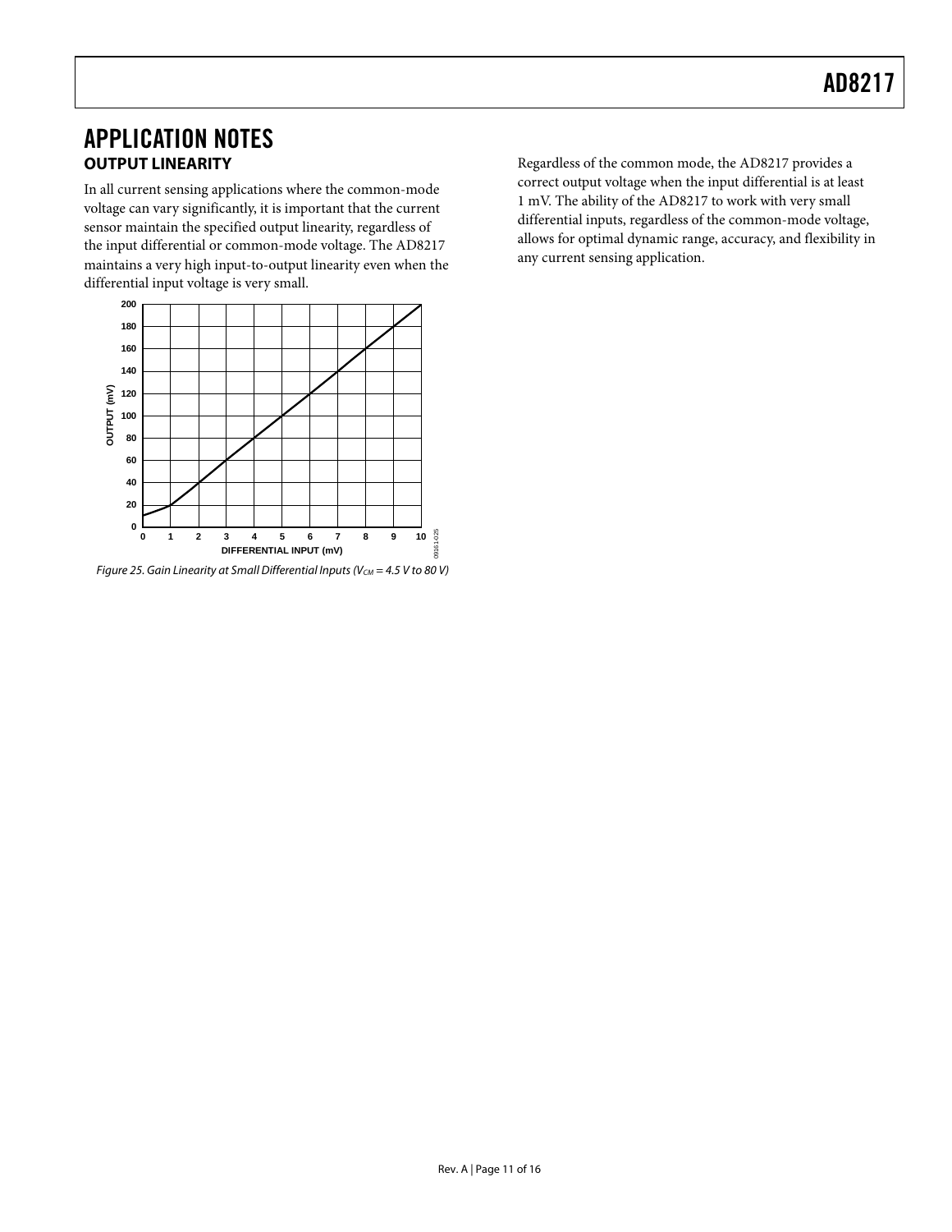# APPLICATION NOTES

## OUTPUT LINEARITY

In all current sensing applications where the common-mode voltage can vary significantly, it is important that the current sensor maintain the specified output linearity, regardless of the input differential or common-mode voltage. The AD8217 maintains a very high input-to-output linearity even when the differential input voltage is very small.

*Figure 25. Gain Linearity at Small Differential Inputs ($V_{CM}$ = 4.5 V to 80 V)*

Regardless of the common mode, the AD8217 provides a correct output voltage when the input differential is at least 1 mV. The ability of the AD8217 to work with very small differential inputs, regardless of the common-mode voltage, allows for optimal dynamic range, accuracy, and flexibility in any current sensing application.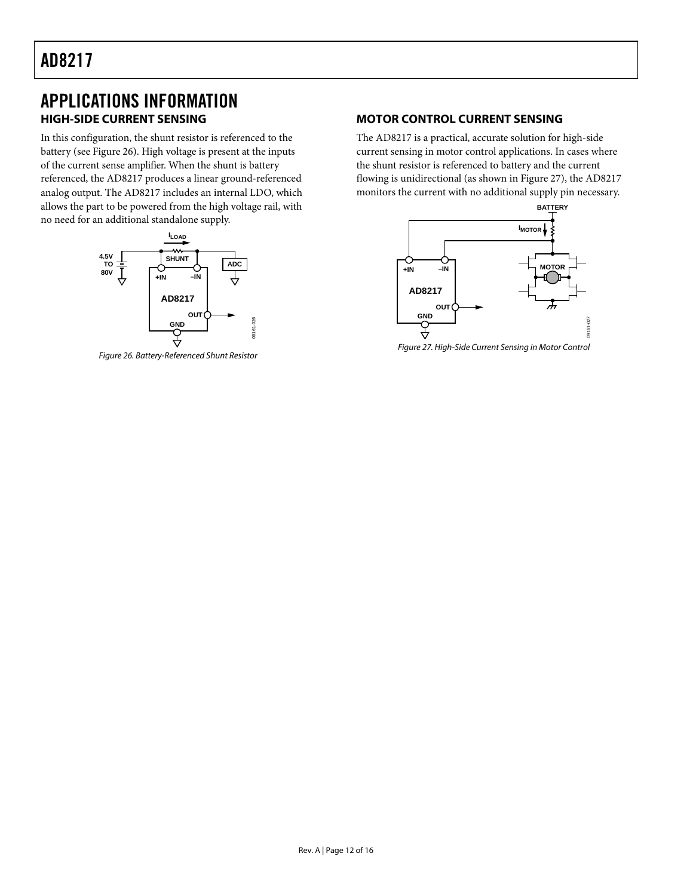# APPLICATIONS INFORMATION

## HIGH-SIDE CURRENT SENSING

In this configuration, the shunt resistor is referenced to the battery (see Figure 26). High voltage is present at the inputs of the current sense amplifier. When the shunt is battery referenced, the AD8217 produces a linear ground-referenced analog output. The AD8217 includes an internal LDO, which allows the part to be powered from the high voltage rail, with no need for an additional standalone supply.

*Figure 26. Battery-Referenced Shunt Resistor*

## MOTOR CONTROL CURRENT SENSING

The AD8217 is a practical, accurate solution for high-side current sensing in motor control applications. In cases where the shunt resistor is referenced to battery and the current flowing is unidirectional (as shown in Figure 27), the AD8217 monitors the current with no additional supply pin necessary.

*Figure 27. High-Side Current Sensing in Motor Control*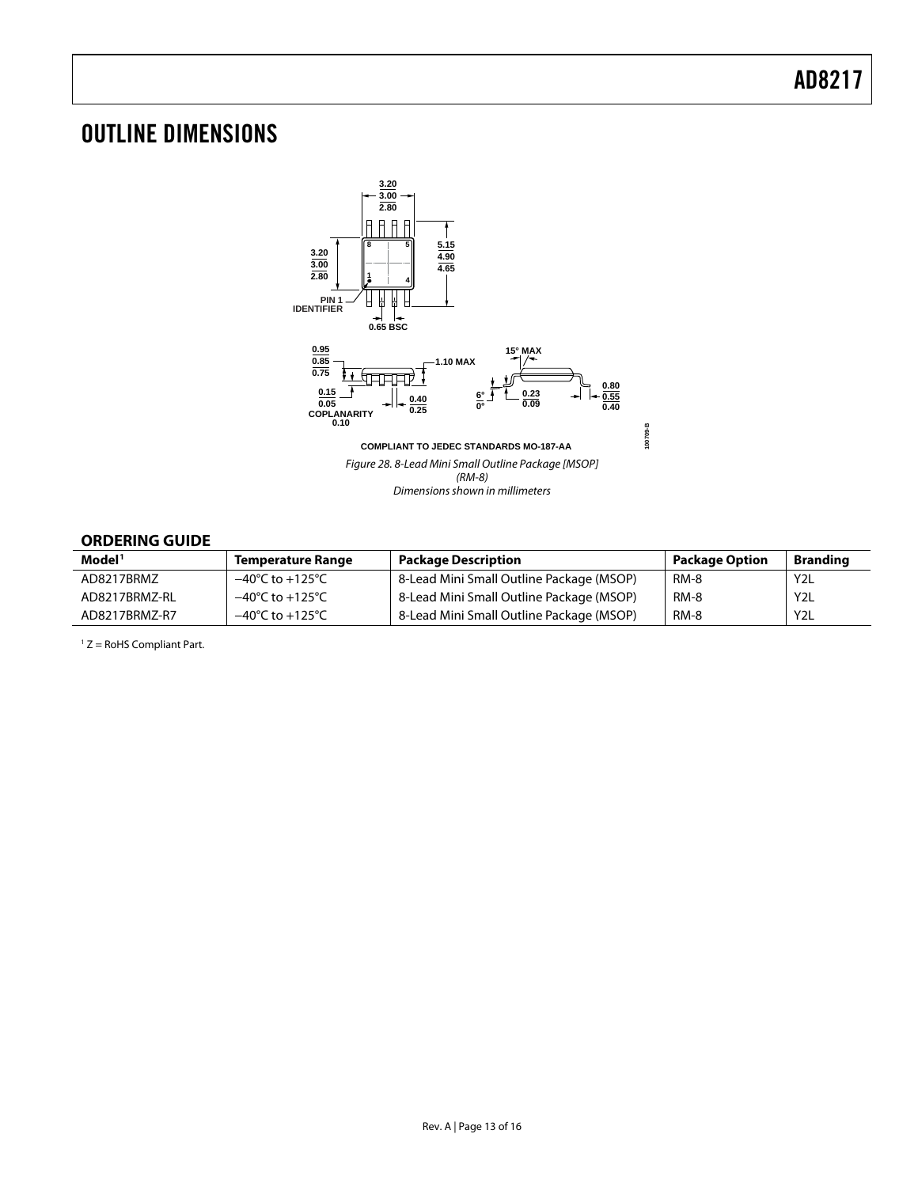# OUTLINE DIMENSIONS

COMPLIANT TO JEDEC STANDARDS MO-187-AA

*Figure 28. 8-Lead Mini Small Outline Package [MSOP] (RM-8) Dimensions shown in millimeters*

## ORDERING GUIDE

| Model[1] | Temperature Range | Package Description | Package Option | Branding |
|---|---|---|---|---|
| AD8217BRMZ | −40°C to +125°C | 8-Lead Mini Small Outline Package (MSOP) | RM-8 | Y2L |
| AD8217BRMZ-RL | −40°C to +125°C | 8-Lead Mini Small Outline Package (MSOP) | RM-8 | Y2L |
| AD8217BRMZ-R7 | −40°C to +125°C | 8-Lead Mini Small Outline Package (MSOP) | RM-8 | Y2L |

[1] Z = RoHS Compliant Part.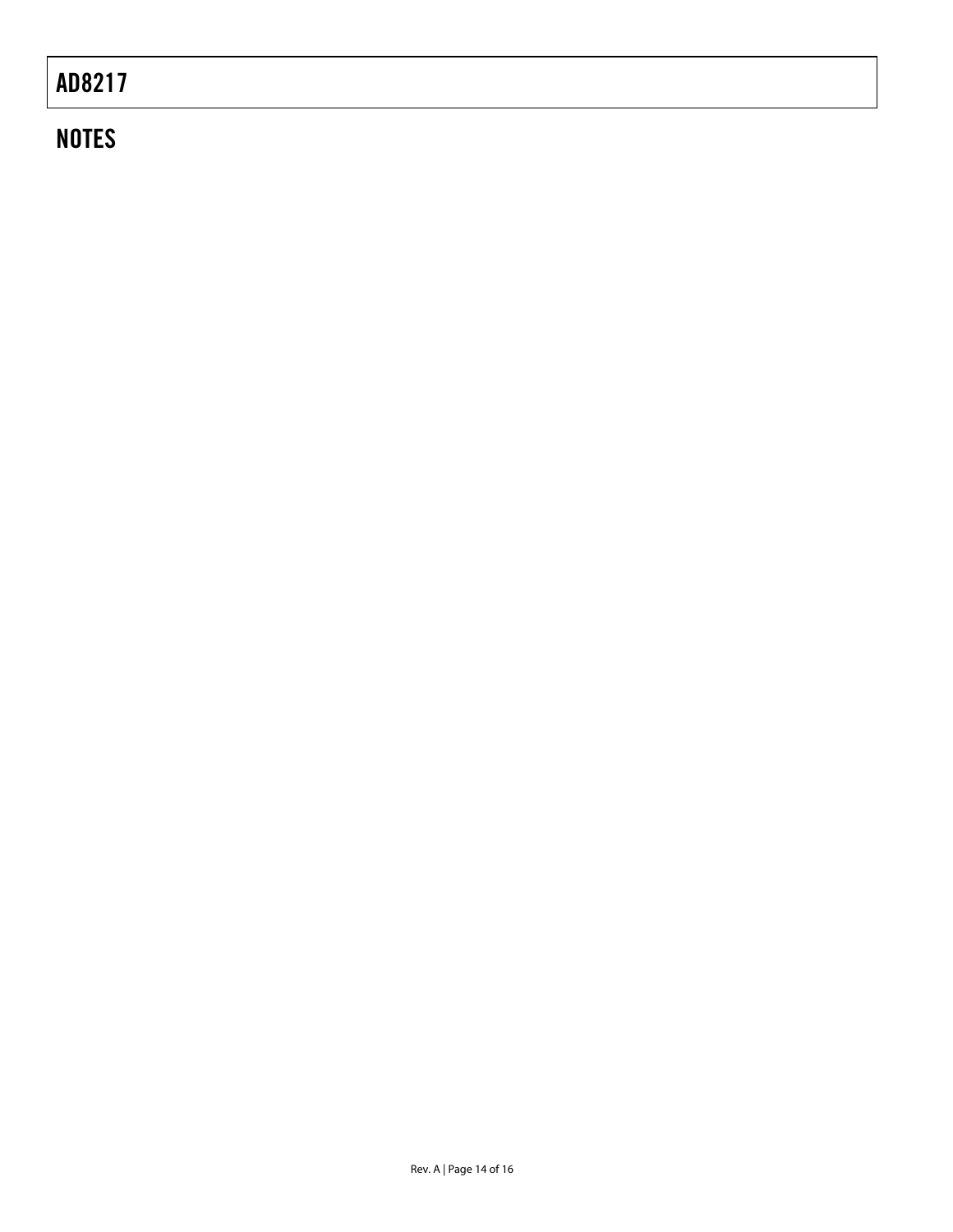## NOTES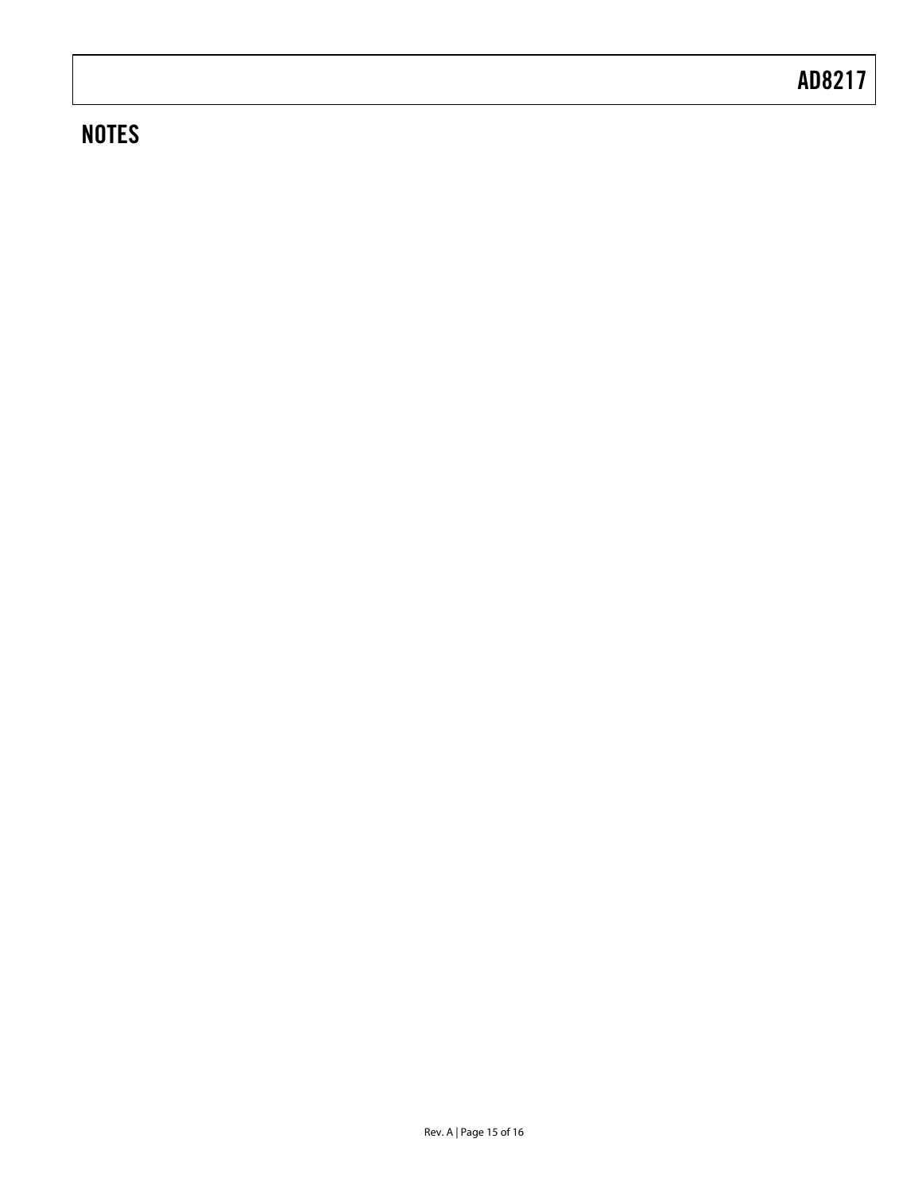## NOTES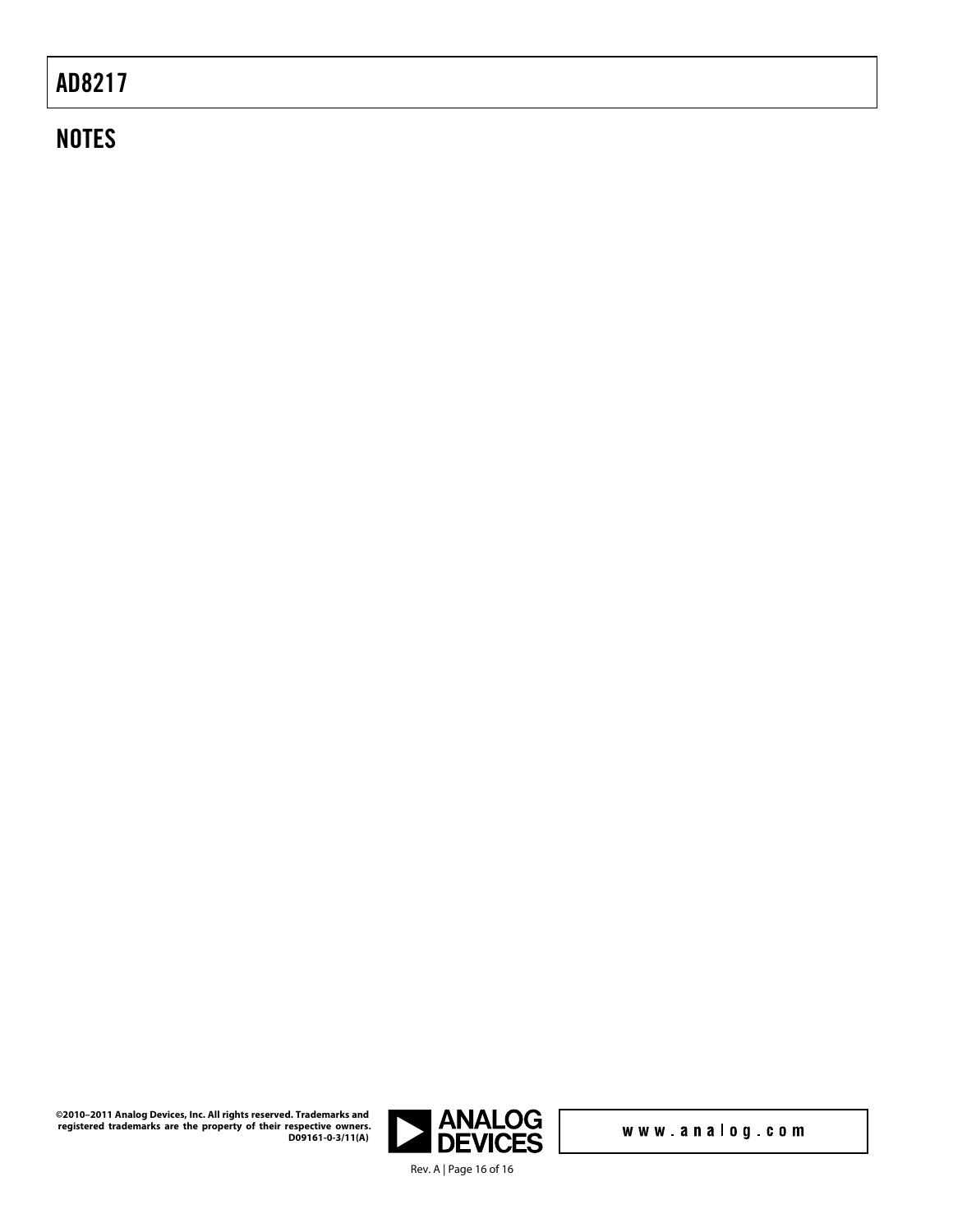## NOTES

©2010–2011 Analog Devices, Inc. All rights reserved. Trademarks and registered trademarks are the property of their respective owners.
D09161-0-3/11(A)